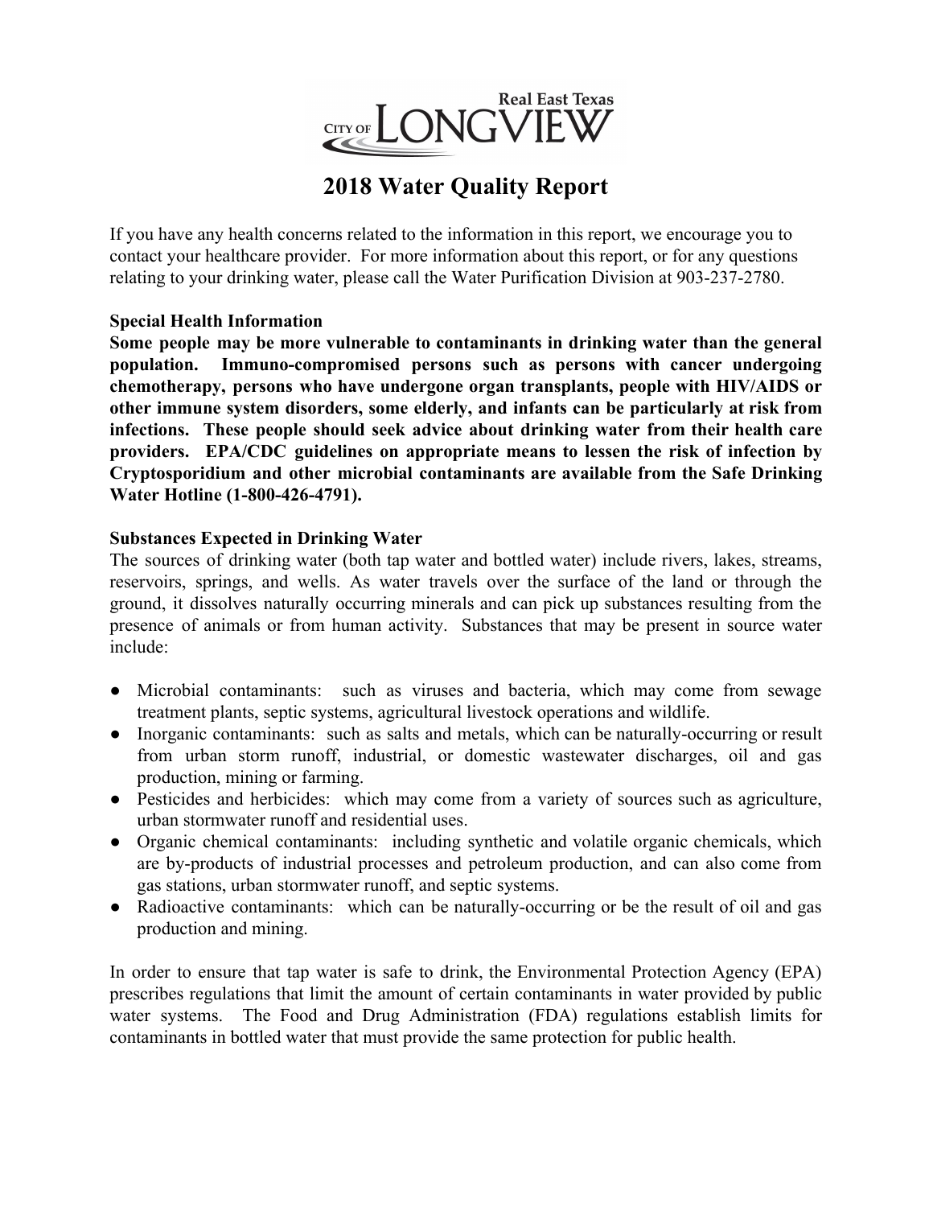Real East Texas

CITY OF LONGVIEW

# 2018 Water Quality Report

If you have any health concerns related to the information in this report, we encourage you to contact your healthcare provider. For more information about this report, or for any questions relating to your drinking water, please call the Water Purification Division at 903-237-2780.

**Special Health Information**

**Some people may be more vulnerable to contaminants in drinking water than the general population. Immuno-compromised persons such as persons with cancer undergoing chemotherapy, persons who have undergone organ transplants, people with HIV/AIDS or other immune system disorders, some elderly, and infants can be particularly at risk from infections. These people should seek advice about drinking water from their health care providers. EPA/CDC guidelines on appropriate means to lessen the risk of infection by Cryptosporidium and other microbial contaminants are available from the Safe Drinking Water Hotline (1-800-426-4791).**

**Substances Expected in Drinking Water**

The sources of drinking water (both tap water and bottled water) include rivers, lakes, streams, reservoirs, springs, and wells. As water travels over the surface of the land or through the ground, it dissolves naturally occurring minerals and can pick up substances resulting from the presence of animals or from human activity. Substances that may be present in source water include:

- Microbial contaminants: such as viruses and bacteria, which may come from sewage treatment plants, septic systems, agricultural livestock operations and wildlife.
- Inorganic contaminants: such as salts and metals, which can be naturally-occurring or result from urban storm runoff, industrial, or domestic wastewater discharges, oil and gas production, mining or farming.
- Pesticides and herbicides: which may come from a variety of sources such as agriculture, urban stormwater runoff and residential uses.
- Organic chemical contaminants: including synthetic and volatile organic chemicals, which are by-products of industrial processes and petroleum production, and can also come from gas stations, urban stormwater runoff, and septic systems.
- Radioactive contaminants: which can be naturally-occurring or be the result of oil and gas production and mining.

In order to ensure that tap water is safe to drink, the Environmental Protection Agency (EPA) prescribes regulations that limit the amount of certain contaminants in water provided by public water systems. The Food and Drug Administration (FDA) regulations establish limits for contaminants in bottled water that must provide the same protection for public health.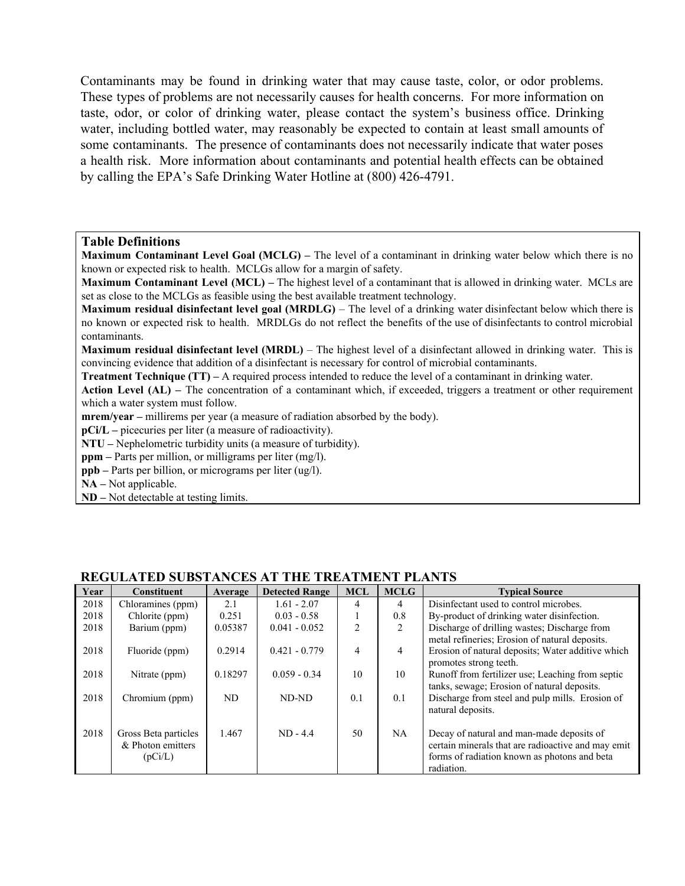Contaminants may be found in drinking water that may cause taste, color, or odor problems. These types of problems are not necessarily causes for health concerns. For more information on taste, odor, or color of drinking water, please contact the system's business office. Drinking water, including bottled water, may reasonably be expected to contain at least small amounts of some contaminants. The presence of contaminants does not necessarily indicate that water poses a health risk. More information about contaminants and potential health effects can be obtained by calling the EPA's Safe Drinking Water Hotline at (800) 426-4791.

### Table Definitions

**Maximum Contaminant Level Goal (MCLG) –** The level of a contaminant in drinking water below which there is no known or expected risk to health. MCLGs allow for a margin of safety.

**Maximum Contaminant Level (MCL) –** The highest level of a contaminant that is allowed in drinking water. MCLs are set as close to the MCLGs as feasible using the best available treatment technology.

**Maximum residual disinfectant level goal (MRDLG)** – The level of a drinking water disinfectant below which there is no known or expected risk to health. MRDLGs do not reflect the benefits of the use of disinfectants to control microbial contaminants.

**Maximum residual disinfectant level (MRDL)** – The highest level of a disinfectant allowed in drinking water. This is convincing evidence that addition of a disinfectant is necessary for control of microbial contaminants.

**Treatment Technique (TT) –** A required process intended to reduce the level of a contaminant in drinking water.

**Action Level (AL) –** The concentration of a contaminant which, if exceeded, triggers a treatment or other requirement which a water system must follow.

**mrem/year –** millirems per year (a measure of radiation absorbed by the body).

**pCi/L –** picocuries per liter (a measure of radioactivity).

**NTU –** Nephelometric turbidity units (a measure of turbidity).

**ppm –** Parts per million, or milligrams per liter (mg/l).

**ppb –** Parts per billion, or micrograms per liter (ug/l).

**NA –** Not applicable.

**ND –** Not detectable at testing limits.

### REGULATED SUBSTANCES AT THE TREATMENT PLANTS

| Year | Constituent | Average | Detected Range | MCL | MCLG | Typical Source |
|---|---|---|---|---|---|---|
| 2018 | Chloramines (ppm) | 2.1 | 1.61 - 2.07 | 4 | 4 | Disinfectant used to control microbes. |
| 2018 | Chlorite (ppm) | 0.251 | 0.03 - 0.58 | 1 | 0.8 | By-product of drinking water disinfection. |
| 2018 | Barium (ppm) | 0.05387 | 0.041 - 0.052 | 2 | 2 | Discharge of drilling wastes; Discharge from metal refineries; Erosion of natural deposits. |
| 2018 | Fluoride (ppm) | 0.2914 | 0.421 - 0.779 | 4 | 4 | Erosion of natural deposits; Water additive which promotes strong teeth. |
| 2018 | Nitrate (ppm) | 0.18297 | 0.059 - 0.34 | 10 | 10 | Runoff from fertilizer use; Leaching from septic tanks, sewage; Erosion of natural deposits. |
| 2018 | Chromium (ppm) | ND | ND-ND | 0.1 | 0.1 | Discharge from steel and pulp mills. Erosion of natural deposits. |
| 2018 | Gross Beta particles & Photon emitters (pCi/L) | 1.467 | ND - 4.4 | 50 | NA | Decay of natural and man-made deposits of certain minerals that are radioactive and may emit forms of radiation known as photons and beta radiation. |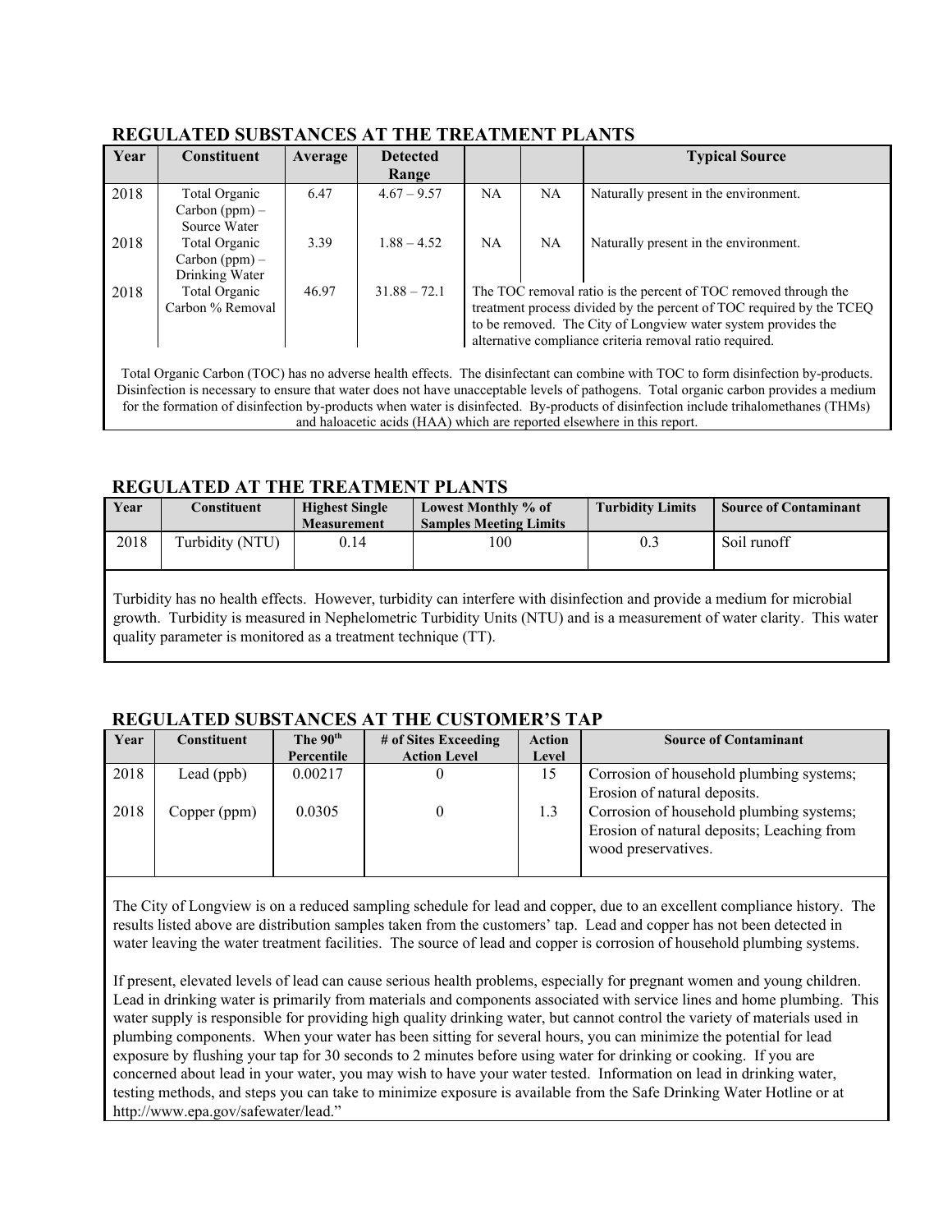## REGULATED SUBSTANCES AT THE TREATMENT PLANTS

| Year | Constituent | Average | Detected Range | | | Typical Source |
|---|---|---|---|---|---|---|
| 2018 | Total Organic Carbon (ppm) – Source Water | 6.47 | 4.67 – 9.57 | NA | NA | Naturally present in the environment. |
| 2018 | Total Organic Carbon (ppm) – Drinking Water | 3.39 | 1.88 – 4.52 | NA | NA | Naturally present in the environment. |
| 2018 | Total Organic Carbon % Removal | 46.97 | 31.88 – 72.1 | The TOC removal ratio is the percent of TOC removed through the treatment process divided by the percent of TOC required by the TCEQ to be removed. The City of Longview water system provides the alternative compliance criteria removal ratio required. | | |

Total Organic Carbon (TOC) has no adverse health effects. The disinfectant can combine with TOC to form disinfection by-products. Disinfection is necessary to ensure that water does not have unacceptable levels of pathogens. Total organic carbon provides a medium for the formation of disinfection by-products when water is disinfected. By-products of disinfection include trihalomethanes (THMs) and haloacetic acids (HAA) which are reported elsewhere in this report.

## REGULATED AT THE TREATMENT PLANTS

| Year | Constituent | Highest Single Measurement | Lowest Monthly % of Samples Meeting Limits | Turbidity Limits | Source of Contaminant |
|---|---|---|---|---|---|
| 2018 | Turbidity (NTU) | 0.14 | 100 | 0.3 | Soil runoff |

Turbidity has no health effects. However, turbidity can interfere with disinfection and provide a medium for microbial growth. Turbidity is measured in Nephelometric Turbidity Units (NTU) and is a measurement of water clarity. This water quality parameter is monitored as a treatment technique (TT).

## REGULATED SUBSTANCES AT THE CUSTOMER'S TAP

| Year | Constituent | The 90th Percentile | # of Sites Exceeding Action Level | Action Level | Source of Contaminant |
|---|---|---|---|---|---|
| 2018 | Lead (ppb) | 0.00217 | 0 | 15 | Corrosion of household plumbing systems; Erosion of natural deposits. |
| 2018 | Copper (ppm) | 0.0305 | 0 | 1.3 | Corrosion of household plumbing systems; Erosion of natural deposits; Leaching from wood preservatives. |

The City of Longview is on a reduced sampling schedule for lead and copper, due to an excellent compliance history. The results listed above are distribution samples taken from the customers' tap. Lead and copper has not been detected in water leaving the water treatment facilities. The source of lead and copper is corrosion of household plumbing systems.

If present, elevated levels of lead can cause serious health problems, especially for pregnant women and young children. Lead in drinking water is primarily from materials and components associated with service lines and home plumbing. This water supply is responsible for providing high quality drinking water, but cannot control the variety of materials used in plumbing components. When your water has been sitting for several hours, you can minimize the potential for lead exposure by flushing your tap for 30 seconds to 2 minutes before using water for drinking or cooking. If you are concerned about lead in your water, you may wish to have your water tested. Information on lead in drinking water, testing methods, and steps you can take to minimize exposure is available from the Safe Drinking Water Hotline or at http://www.epa.gov/safewater/lead."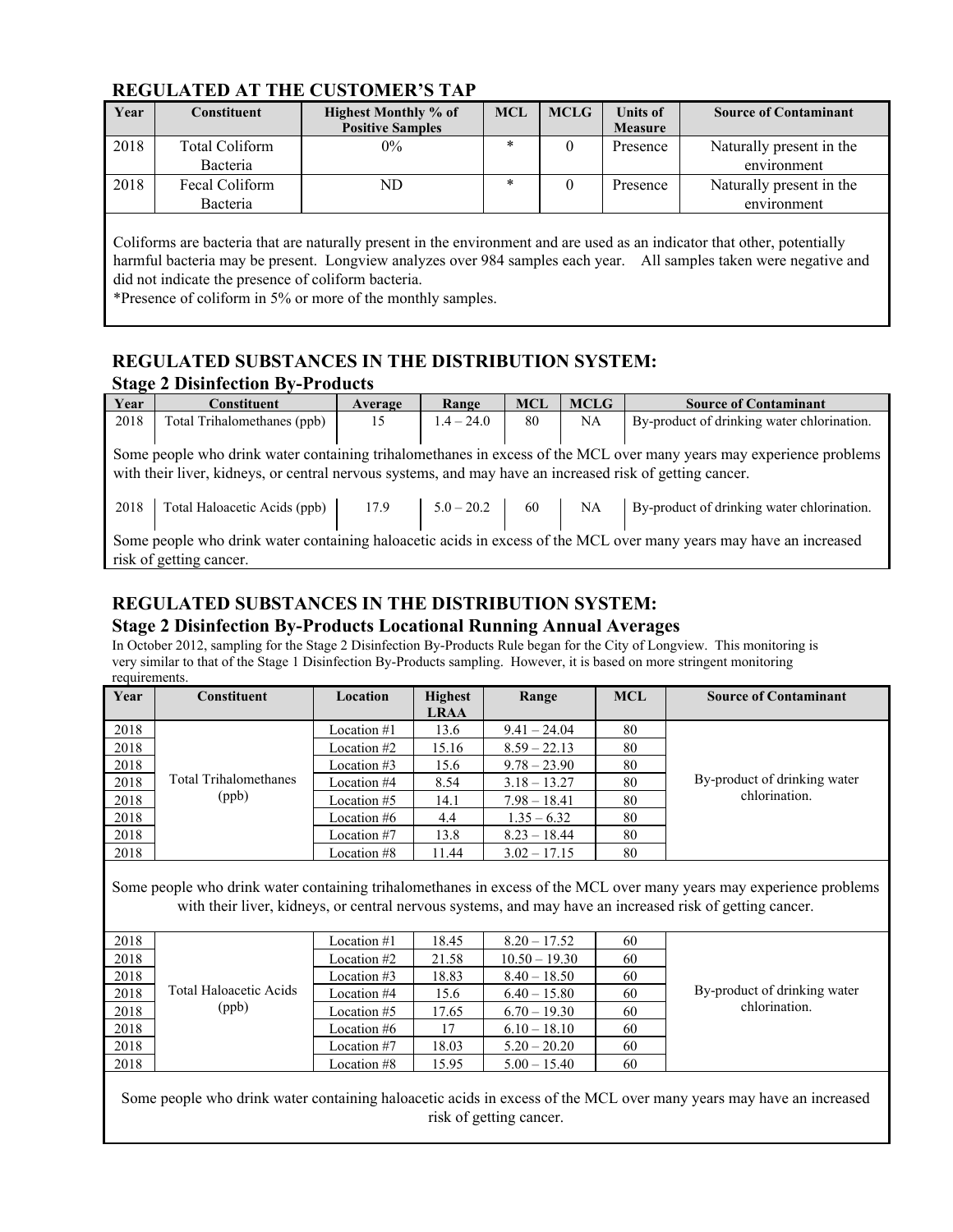## REGULATED AT THE CUSTOMER'S TAP

| Year | Constituent | Highest Monthly % of Positive Samples | MCL | MCLG | Units of Measure | Source of Contaminant |
|---|---|---|---|---|---|---|
| 2018 | Total Coliform Bacteria | 0% | * | 0 | Presence | Naturally present in the environment |
| 2018 | Fecal Coliform Bacteria | ND | * | 0 | Presence | Naturally present in the environment |

Coliforms are bacteria that are naturally present in the environment and are used as an indicator that other, potentially harmful bacteria may be present. Longview analyzes over 984 samples each year. All samples taken were negative and did not indicate the presence of coliform bacteria.

*Presence of coliform in 5% or more of the monthly samples.

## REGULATED SUBSTANCES IN THE DISTRIBUTION SYSTEM:

### Stage 2 Disinfection By-Products

| Year | Constituent | Average | Range | MCL | MCLG | Source of Contaminant |
|---|---|---|---|---|---|---|
| 2018 | Total Trihalomethanes (ppb) | 15 | 1.4 – 24.0 | 80 | NA | By-product of drinking water chlorination. |

Some people who drink water containing trihalomethanes in excess of the MCL over many years may experience problems with their liver, kidneys, or central nervous systems, and may have an increased risk of getting cancer.

| Year | Constituent | Average | Range | MCL | MCLG | Source of Contaminant |
|---|---|---|---|---|---|---|
| 2018 | Total Haloacetic Acids (ppb) | 17.9 | 5.0 – 20.2 | 60 | NA | By-product of drinking water chlorination. |

Some people who drink water containing haloacetic acids in excess of the MCL over many years may have an increased risk of getting cancer.

## REGULATED SUBSTANCES IN THE DISTRIBUTION SYSTEM:

### Stage 2 Disinfection By-Products Locational Running Annual Averages

In October 2012, sampling for the Stage 2 Disinfection By-Products Rule began for the City of Longview. This monitoring is very similar to that of the Stage 1 Disinfection By-Products sampling. However, it is based on more stringent monitoring requirements.

| Year | Constituent | Location | Highest LRAA | Range | MCL | Source of Contaminant |
|---|---|---|---|---|---|---|
| 2018 | Total Trihalomethanes (ppb) | Location #1 | 13.6 | 9.41 – 24.04 | 80 | By-product of drinking water chlorination. |
| 2018 | | Location #2 | 15.16 | 8.59 – 22.13 | 80 | |
| 2018 | | Location #3 | 15.6 | 9.78 – 23.90 | 80 | |
| 2018 | | Location #4 | 8.54 | 3.18 – 13.27 | 80 | |
| 2018 | | Location #5 | 14.1 | 7.98 – 18.41 | 80 | |
| 2018 | | Location #6 | 4.4 | 1.35 – 6.32 | 80 | |
| 2018 | | Location #7 | 13.8 | 8.23 – 18.44 | 80 | |
| 2018 | | Location #8 | 11.44 | 3.02 – 17.15 | 80 | |

Some people who drink water containing trihalomethanes in excess of the MCL over many years may experience problems with their liver, kidneys, or central nervous systems, and may have an increased risk of getting cancer.

| Year | Constituent | Location | Highest LRAA | Range | MCL | Source of Contaminant |
|---|---|---|---|---|---|---|
| 2018 | Total Haloacetic Acids (ppb) | Location #1 | 18.45 | 8.20 – 17.52 | 60 | By-product of drinking water chlorination. |
| 2018 | | Location #2 | 21.58 | 10.50 – 19.30 | 60 | |
| 2018 | | Location #3 | 18.83 | 8.40 – 18.50 | 60 | |
| 2018 | | Location #4 | 15.6 | 6.40 – 15.80 | 60 | |
| 2018 | | Location #5 | 17.65 | 6.70 – 19.30 | 60 | |
| 2018 | | Location #6 | 17 | 6.10 – 18.10 | 60 | |
| 2018 | | Location #7 | 18.03 | 5.20 – 20.20 | 60 | |
| 2018 | | Location #8 | 15.95 | 5.00 – 15.40 | 60 | |

Some people who drink water containing haloacetic acids in excess of the MCL over many years may have an increased risk of getting cancer.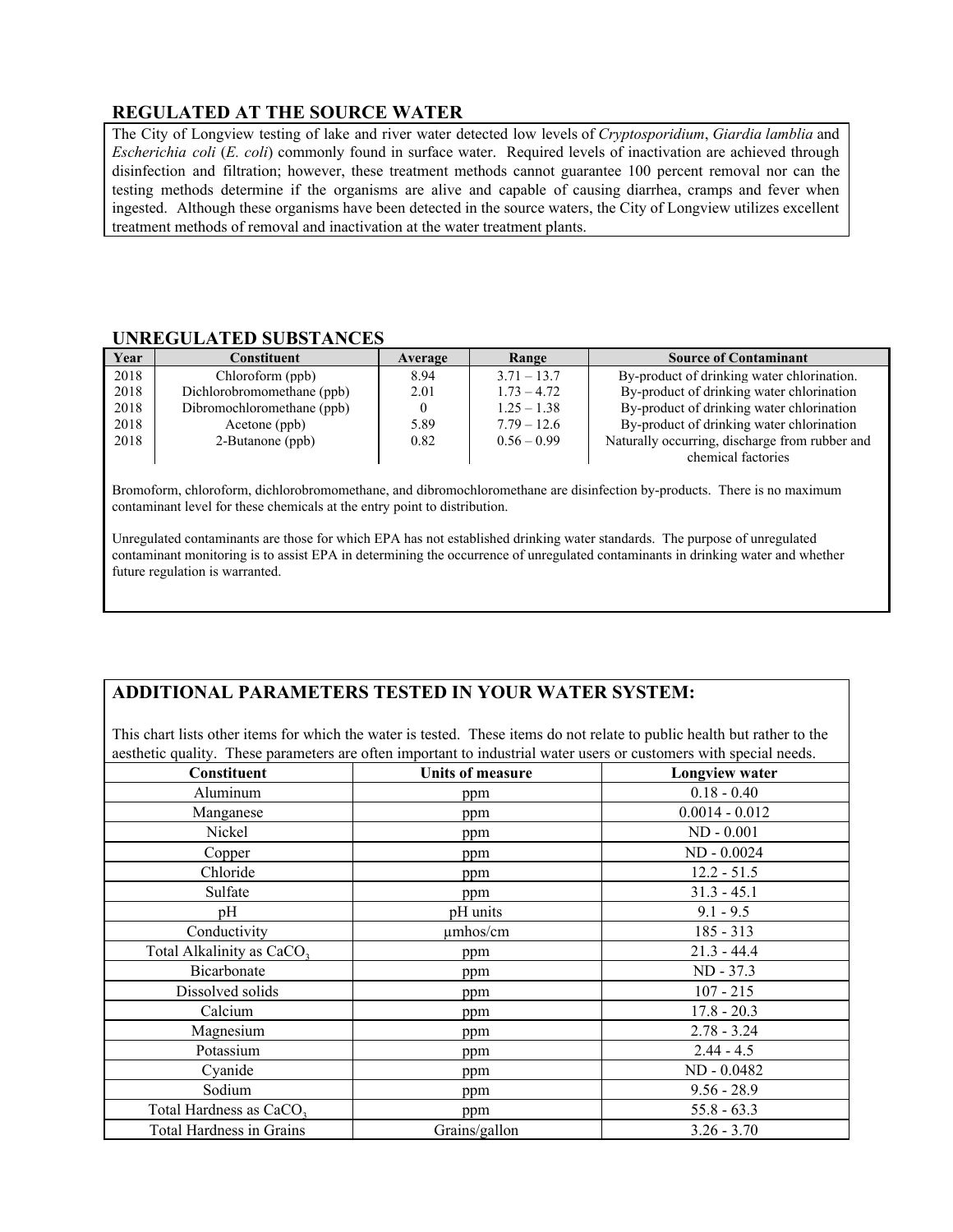## REGULATED AT THE SOURCE WATER

The City of Longview testing of lake and river water detected low levels of *Cryptosporidium*, *Giardia lamblia* and *Escherichia coli* (*E. coli*) commonly found in surface water. Required levels of inactivation are achieved through disinfection and filtration; however, these treatment methods cannot guarantee 100 percent removal nor can the testing methods determine if the organisms are alive and capable of causing diarrhea, cramps and fever when ingested. Although these organisms have been detected in the source waters, the City of Longview utilizes excellent treatment methods of removal and inactivation at the water treatment plants.

## UNREGULATED SUBSTANCES

| Year | Constituent | Average | Range | Source of Contaminant |
|---|---|---|---|---|
| 2018 | Chloroform (ppb) | 8.94 | 3.71 – 13.7 | By-product of drinking water chlorination. |
| 2018 | Dichlorobromomethane (ppb) | 2.01 | 1.73 – 4.72 | By-product of drinking water chlorination |
| 2018 | Dibromochloromethane (ppb) | 0 | 1.25 – 1.38 | By-product of drinking water chlorination |
| 2018 | Acetone (ppb) | 5.89 | 7.79 – 12.6 | By-product of drinking water chlorination |
| 2018 | 2-Butanone (ppb) | 0.82 | 0.56 – 0.99 | Naturally occurring, discharge from rubber and chemical factories |

Bromoform, chloroform, dichlorobromomethane, and dibromochloromethane are disinfection by-products. There is no maximum contaminant level for these chemicals at the entry point to distribution.

Unregulated contaminants are those for which EPA has not established drinking water standards. The purpose of unregulated contaminant monitoring is to assist EPA in determining the occurrence of unregulated contaminants in drinking water and whether future regulation is warranted.

## ADDITIONAL PARAMETERS TESTED IN YOUR WATER SYSTEM:

This chart lists other items for which the water is tested. These items do not relate to public health but rather to the aesthetic quality. These parameters are often important to industrial water users or customers with special needs.

| Constituent | Units of measure | Longview water |
|---|---|---|
| Aluminum | ppm | 0.18 - 0.40 |
| Manganese | ppm | 0.0014 - 0.012 |
| Nickel | ppm | ND - 0.001 |
| Copper | ppm | ND - 0.0024 |
| Chloride | ppm | 12.2 - 51.5 |
| Sulfate | ppm | 31.3 - 45.1 |
| pH | pH units | 9.1 - 9.5 |
| Conductivity | µmhos/cm | 185 - 313 |
| Total Alkalinity as $CaCO_3$ | ppm | 21.3 - 44.4 |
| Bicarbonate | ppm | ND - 37.3 |
| Dissolved solids | ppm | 107 - 215 |
| Calcium | ppm | 17.8 - 20.3 |
| Magnesium | ppm | 2.78 - 3.24 |
| Potassium | ppm | 2.44 - 4.5 |
| Cyanide | ppm | ND - 0.0482 |
| Sodium | ppm | 9.56 - 28.9 |
| Total Hardness as $CaCO_3$ | ppm | 55.8 - 63.3 |
| Total Hardness in Grains | Grains/gallon | 3.26 - 3.70 |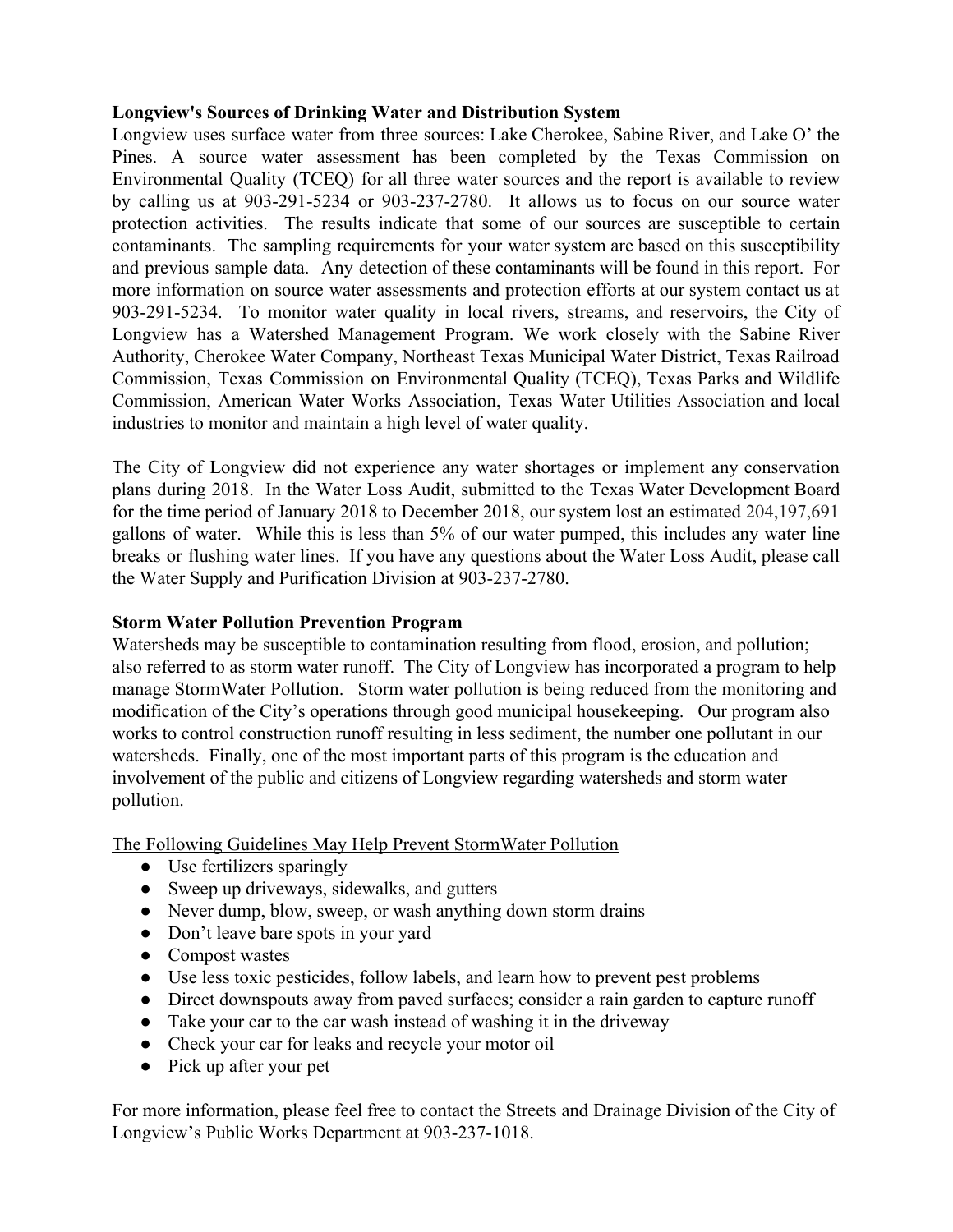**Longview's Sources of Drinking Water and Distribution System**

Longview uses surface water from three sources: Lake Cherokee, Sabine River, and Lake O' the Pines. A source water assessment has been completed by the Texas Commission on Environmental Quality (TCEQ) for all three water sources and the report is available to review by calling us at 903-291-5234 or 903-237-2780. It allows us to focus on our source water protection activities. The results indicate that some of our sources are susceptible to certain contaminants. The sampling requirements for your water system are based on this susceptibility and previous sample data. Any detection of these contaminants will be found in this report. For more information on source water assessments and protection efforts at our system contact us at 903-291-5234. To monitor water quality in local rivers, streams, and reservoirs, the City of Longview has a Watershed Management Program. We work closely with the Sabine River Authority, Cherokee Water Company, Northeast Texas Municipal Water District, Texas Railroad Commission, Texas Commission on Environmental Quality (TCEQ), Texas Parks and Wildlife Commission, American Water Works Association, Texas Water Utilities Association and local industries to monitor and maintain a high level of water quality.

The City of Longview did not experience any water shortages or implement any conservation plans during 2018. In the Water Loss Audit, submitted to the Texas Water Development Board for the time period of January 2018 to December 2018, our system lost an estimated 204,197,691 gallons of water. While this is less than 5% of our water pumped, this includes any water line breaks or flushing water lines. If you have any questions about the Water Loss Audit, please call the Water Supply and Purification Division at 903-237-2780.

**Storm Water Pollution Prevention Program**

Watersheds may be susceptible to contamination resulting from flood, erosion, and pollution; also referred to as storm water runoff. The City of Longview has incorporated a program to help manage StormWater Pollution. Storm water pollution is being reduced from the monitoring and modification of the City's operations through good municipal housekeeping. Our program also works to control construction runoff resulting in less sediment, the number one pollutant in our watersheds. Finally, one of the most important parts of this program is the education and involvement of the public and citizens of Longview regarding watersheds and storm water pollution.

<u>The Following Guidelines May Help Prevent StormWater Pollution</u>

- Use fertilizers sparingly
- Sweep up driveways, sidewalks, and gutters
- Never dump, blow, sweep, or wash anything down storm drains
- Don't leave bare spots in your yard
- Compost wastes
- Use less toxic pesticides, follow labels, and learn how to prevent pest problems
- Direct downspouts away from paved surfaces; consider a rain garden to capture runoff
- Take your car to the car wash instead of washing it in the driveway
- Check your car for leaks and recycle your motor oil
- Pick up after your pet

For more information, please feel free to contact the Streets and Drainage Division of the City of Longview's Public Works Department at 903-237-1018.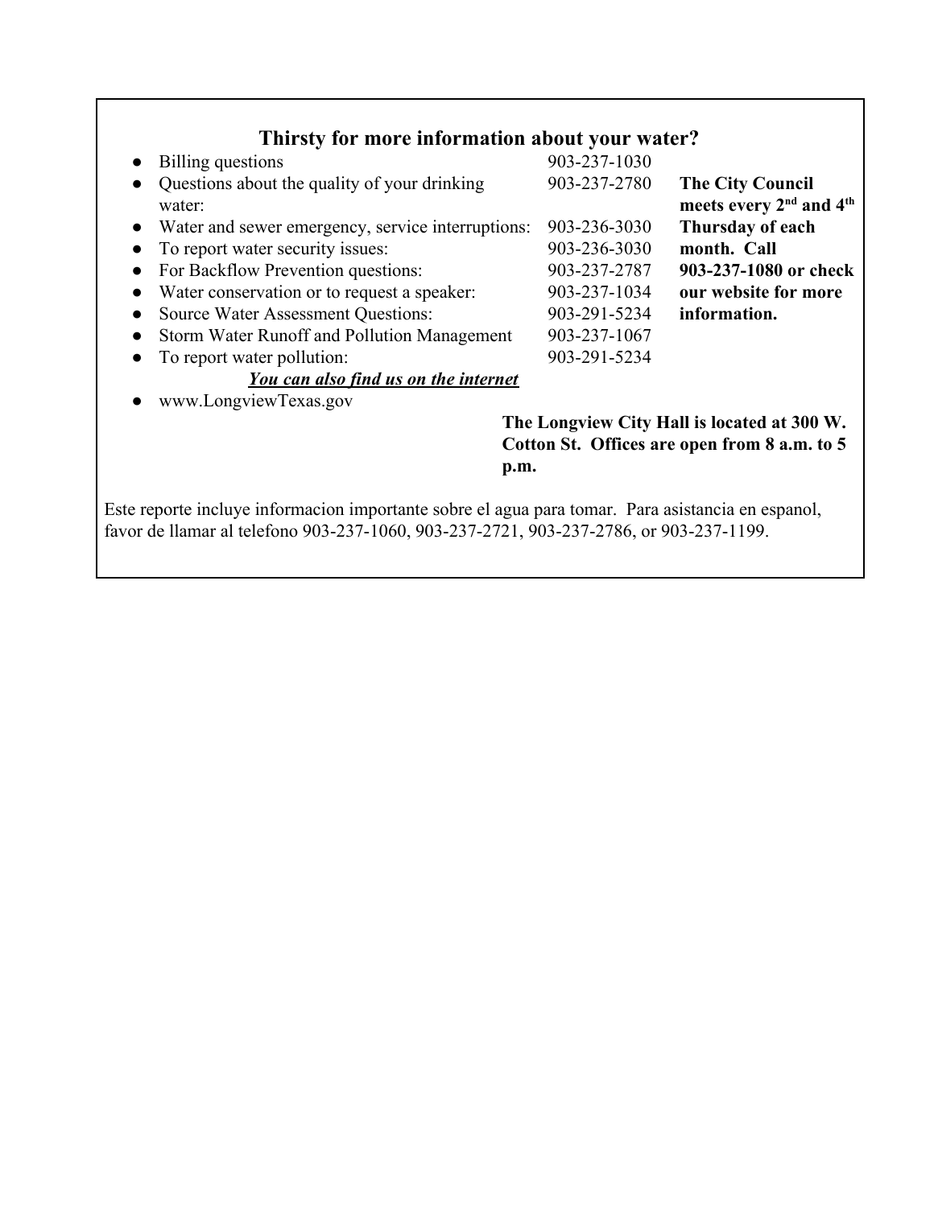## Thirsty for more information about your water?

- Billing questions 903-237-1030
- Questions about the quality of your drinking water: 903-237-2780
- Water and sewer emergency, service interruptions: 903-236-3030
- To report water security issues: 903-236-3030
- For Backflow Prevention questions: 903-237-2787
- Water conservation or to request a speaker: 903-237-1034
- Source Water Assessment Questions: 903-291-5234
- Storm Water Runoff and Pollution Management 903-237-1067
- To report water pollution: 903-291-5234

***<u>You can also find us on the internet</u>***

- www.LongviewTexas.gov

**The City Council meets every 2nd and 4th Thursday of each month. Call 903-237-1080 or check our website for more information.**

**The Longview City Hall is located at 300 W. Cotton St. Offices are open from 8 a.m. to 5 p.m.**

Este reporte incluye informacion importante sobre el agua para tomar. Para asistancia en espanol, favor de llamar al telefono 903-237-1060, 903-237-2721, 903-237-2786, or 903-237-1199.